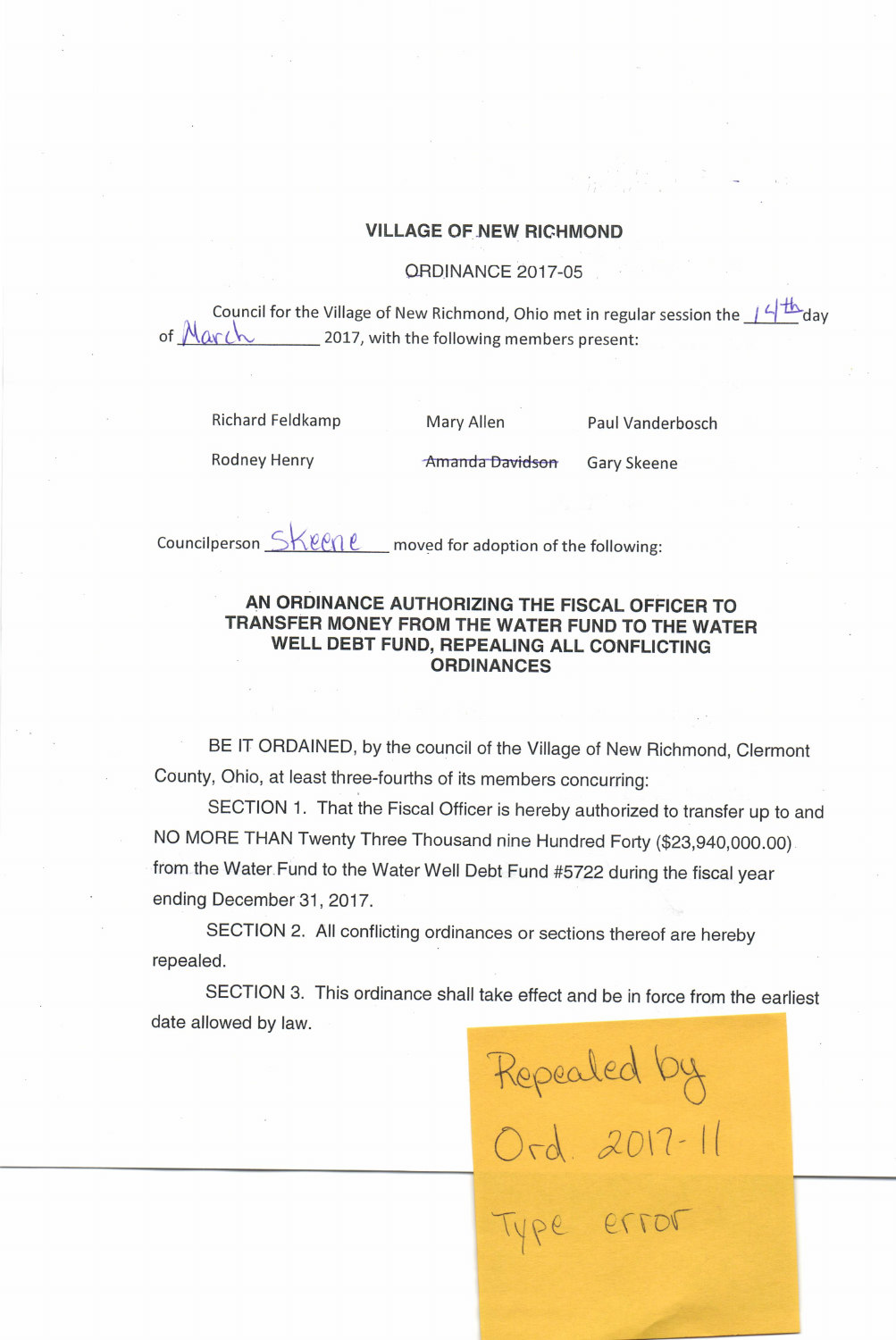## VILLAGE OF NEW RICHMOND

ORDINANCE 2017-05

Council for the Village of New Richmond, Ohio met in regular session the 14th day of March 2017, with the following members present:

| | | |
|---|---|---|
| Richard Feldkamp | Mary Allen | Paul Vanderbosch |
| Rodney Henry | ~~Amanda Davidson~~ | Gary Skeene |

Councilperson Skeene moved for adoption of the following:

**AN ORDINANCE AUTHORIZING THE FISCAL OFFICER TO TRANSFER MONEY FROM THE WATER FUND TO THE WATER WELL DEBT FUND, REPEALING ALL CONFLICTING ORDINANCES**

BE IT ORDAINED, by the council of the Village of New Richmond, Clermont County, Ohio, at least three-fourths of its members concurring:

SECTION 1. That the Fiscal Officer is hereby authorized to transfer up to and NO MORE THAN Twenty Three Thousand nine Hundred Forty ($23,940,000.00) from the Water Fund to the Water Well Debt Fund #5722 during the fiscal year ending December 31, 2017.

SECTION 2. All conflicting ordinances or sections thereof are hereby repealed.

SECTION 3. This ordinance shall take effect and be in force from the earliest date allowed by law.

Repealed by Ord. 2017-11 Type error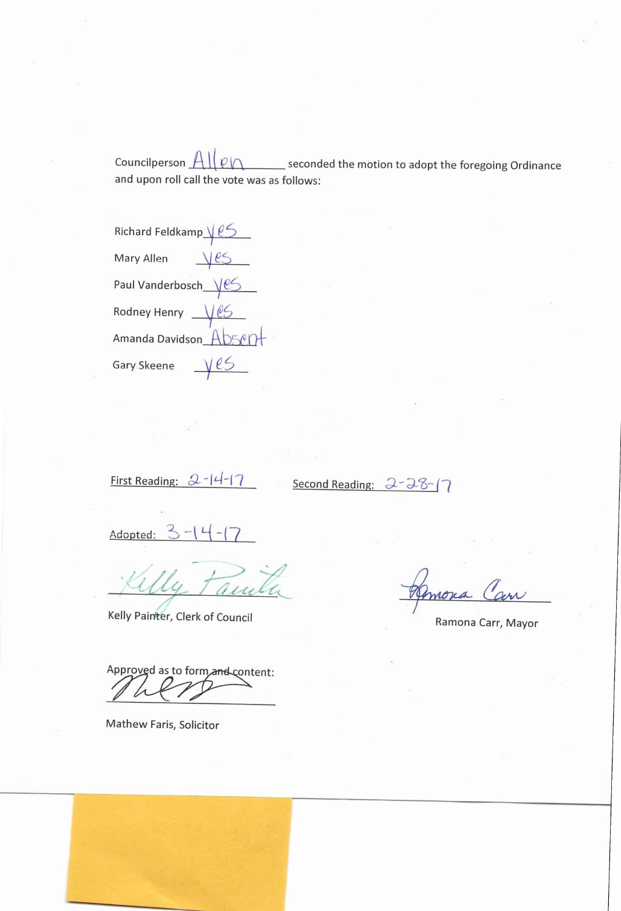Councilperson Allen seconded the motion to adopt the foregoing Ordinance and upon roll call the vote was as follows:

Richard Feldkamp Yes

Mary Allen Yes

Paul Vanderbosch Yes

Rodney Henry Yes

Amanda Davidson Absent

Gary Skeene Yes

First Reading: 2-14-17

Second Reading: 2-28-17

Adopted: 3-14-17

Kelly Painter, Clerk of Council

Ramona Carr, Mayor

Approved as to form and content:

Mathew Faris, Solicitor